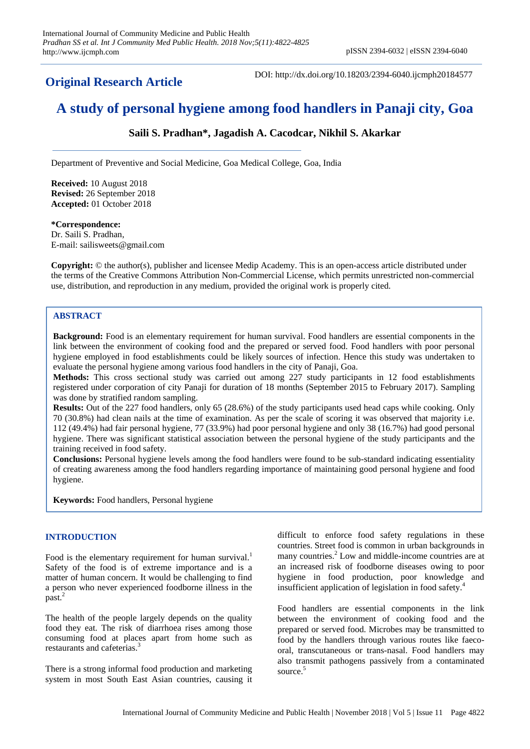**Original Research Article**

DOI: http://dx.doi.org/10.18203/2394-6040.ijcmph20184577

# A study of personal hygiene among food handlers in Panaji city, Goa

**Saili S. Pradhan\*, Jagadish A. Cacodcar, Nikhil S. Akarkar**

Department of Preventive and Social Medicine, Goa Medical College, Goa, India

**Received:** 10 August 2018
**Revised:** 26 September 2018
**Accepted:** 01 October 2018

**\*Correspondence:**
Dr. Saili S. Pradhan,
E-mail: sailisweets@gmail.com

**Copyright:** © the author(s), publisher and licensee Medip Academy. This is an open-access article distributed under the terms of the Creative Commons Attribution Non-Commercial License, which permits unrestricted non-commercial use, distribution, and reproduction in any medium, provided the original work is properly cited.

## ABSTRACT

**Background:** Food is an elementary requirement for human survival. Food handlers are essential components in the link between the environment of cooking food and the prepared or served food. Food handlers with poor personal hygiene employed in food establishments could be likely sources of infection. Hence this study was undertaken to evaluate the personal hygiene among various food handlers in the city of Panaji, Goa.

**Methods:** This cross sectional study was carried out among 227 study participants in 12 food establishments registered under corporation of city Panaji for duration of 18 months (September 2015 to February 2017). Sampling was done by stratified random sampling.

**Results:** Out of the 227 food handlers, only 65 (28.6%) of the study participants used head caps while cooking. Only 70 (30.8%) had clean nails at the time of examination. As per the scale of scoring it was observed that majority i.e. 112 (49.4%) had fair personal hygiene, 77 (33.9%) had poor personal hygiene and only 38 (16.7%) had good personal hygiene. There was significant statistical association between the personal hygiene of the study participants and the training received in food safety.

**Conclusions:** Personal hygiene levels among the food handlers were found to be sub-standard indicating essentiality of creating awareness among the food handlers regarding importance of maintaining good personal hygiene and food hygiene.

**Keywords:** Food handlers, Personal hygiene

## INTRODUCTION

Food is the elementary requirement for human survival.[1] Safety of the food is of extreme importance and is a matter of human concern. It would be challenging to find a person who never experienced foodborne illness in the past.[2]

The health of the people largely depends on the quality food they eat. The risk of diarrhoea rises among those consuming food at places apart from home such as restaurants and cafeterias.[3]

There is a strong informal food production and marketing system in most South East Asian countries, causing it difficult to enforce food safety regulations in these countries. Street food is common in urban backgrounds in many countries.[2] Low and middle-income countries are at an increased risk of foodborne diseases owing to poor hygiene in food production, poor knowledge and insufficient application of legislation in food safety.[4]

Food handlers are essential components in the link between the environment of cooking food and the prepared or served food. Microbes may be transmitted to food by the handlers through various routes like faeco-oral, transcutaneous or trans-nasal. Food handlers may also transmit pathogens passively from a contaminated source.[5]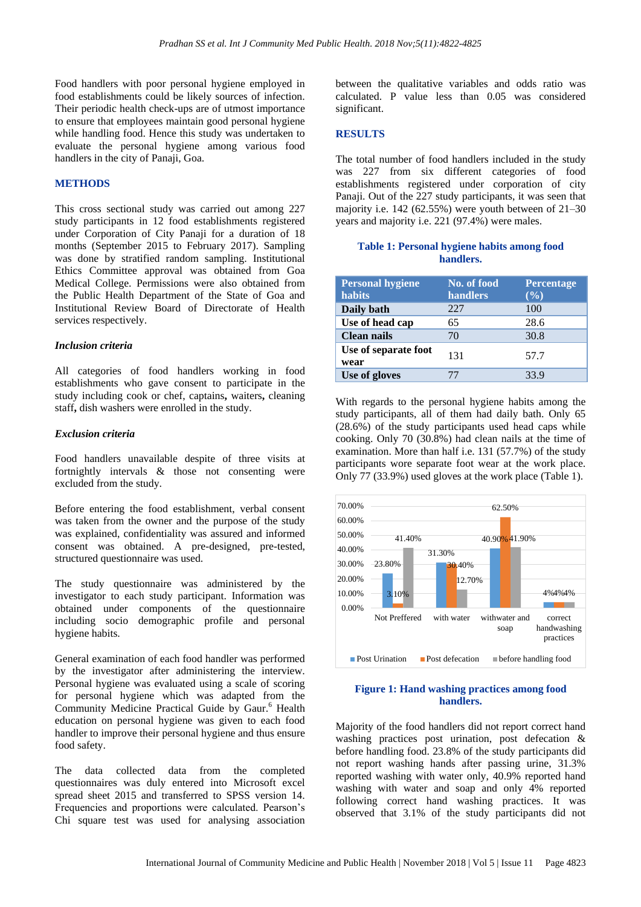Food handlers with poor personal hygiene employed in food establishments could be likely sources of infection. Their periodic health check-ups are of utmost importance to ensure that employees maintain good personal hygiene while handling food. Hence this study was undertaken to evaluate the personal hygiene among various food handlers in the city of Panaji, Goa.

## METHODS

This cross sectional study was carried out among 227 study participants in 12 food establishments registered under Corporation of City Panaji for a duration of 18 months (September 2015 to February 2017). Sampling was done by stratified random sampling. Institutional Ethics Committee approval was obtained from Goa Medical College. Permissions were also obtained from the Public Health Department of the State of Goa and Institutional Review Board of Directorate of Health services respectively.

### *Inclusion criteria*

All categories of food handlers working in food establishments who gave consent to participate in the study including cook or chef, captains**,** waiters**,** cleaning staff**,** dish washers were enrolled in the study.

### *Exclusion criteria*

Food handlers unavailable despite of three visits at fortnightly intervals & those not consenting were excluded from the study.

Before entering the food establishment, verbal consent was taken from the owner and the purpose of the study was explained, confidentiality was assured and informed consent was obtained. A pre-designed, pre-tested, structured questionnaire was used.

The study questionnaire was administered by the investigator to each study participant. Information was obtained under components of the questionnaire including socio demographic profile and personal hygiene habits.

General examination of each food handler was performed by the investigator after administering the interview. Personal hygiene was evaluated using a scale of scoring for personal hygiene which was adapted from the Community Medicine Practical Guide by Gaur.[6] Health education on personal hygiene was given to each food handler to improve their personal hygiene and thus ensure food safety.

The data collected data from the completed questionnaires was duly entered into Microsoft excel spread sheet 2015 and transferred to SPSS version 14. Frequencies and proportions were calculated. Pearson's Chi square test was used for analysing association between the qualitative variables and odds ratio was calculated. P value less than 0.05 was considered significant.

## RESULTS

The total number of food handlers included in the study was 227 from six different categories of food establishments registered under corporation of city Panaji. Out of the 227 study participants, it was seen that majority i.e. 142 (62.55%) were youth between of 21–30 years and majority i.e. 221 (97.4%) were males.

**Table 1: Personal hygiene habits among food handlers.**

| Personal hygiene habits | No. of food handlers | Percentage (%) |
|---|---|---|
| **Daily bath** | 227 | 100 |
| **Use of head cap** | 65 | 28.6 |
| **Clean nails** | 70 | 30.8 |
| **Use of separate foot wear** | 131 | 57.7 |
| **Use of gloves** | 77 | 33.9 |

With regards to the personal hygiene habits among the study participants, all of them had daily bath. Only 65 (28.6%) of the study participants used head caps while cooking. Only 70 (30.8%) had clean nails at the time of examination. More than half i.e. 131 (57.7%) of the study participants wore separate foot wear at the work place. Only 77 (33.9%) used gloves at the work place (Table 1).

**Figure 1: Hand washing practices among food handlers.**

Majority of the food handlers did not report correct hand washing practices post urination, post defecation & before handling food. 23.8% of the study participants did not report washing hands after passing urine, 31.3% reported washing with water only, 40.9% reported hand washing with water and soap and only 4% reported following correct hand washing practices. It was observed that 3.1% of the study participants did not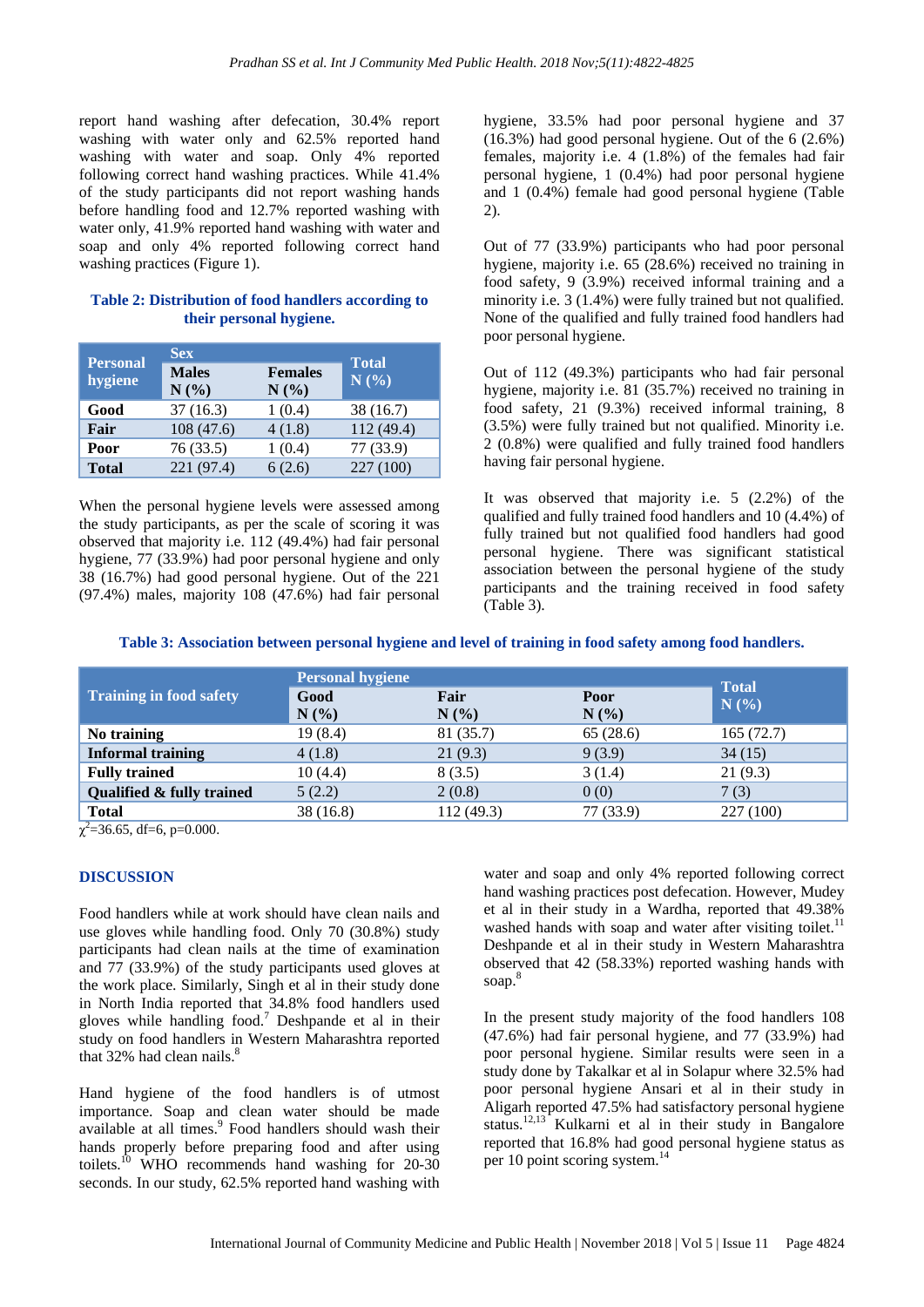report hand washing after defecation, 30.4% report washing with water only and 62.5% reported hand washing with water and soap. Only 4% reported following correct hand washing practices. While 41.4% of the study participants did not report washing hands before handling food and 12.7% reported washing with water only, 41.9% reported hand washing with water and soap and only 4% reported following correct hand washing practices (Figure 1).

**Table 2: Distribution of food handlers according to their personal hygiene.**

| Personal hygiene | Sex | | Total N (%) |
|---|---|---|---|
| | Males N (%) | Females N (%) | |
| **Good** | 37 (16.3) | 1 (0.4) | 38 (16.7) |
| **Fair** | 108 (47.6) | 4 (1.8) | 112 (49.4) |
| **Poor** | 76 (33.5) | 1 (0.4) | 77 (33.9) |
| **Total** | 221 (97.4) | 6 (2.6) | 227 (100) |

When the personal hygiene levels were assessed among the study participants, as per the scale of scoring it was observed that majority i.e. 112 (49.4%) had fair personal hygiene, 77 (33.9%) had poor personal hygiene and only 38 (16.7%) had good personal hygiene. Out of the 221 (97.4%) males, majority 108 (47.6%) had fair personal hygiene, 33.5% had poor personal hygiene and 37 (16.3%) had good personal hygiene. Out of the 6 (2.6%) females, majority i.e. 4 (1.8%) of the females had fair personal hygiene, 1 (0.4%) had poor personal hygiene and 1 (0.4%) female had good personal hygiene (Table 2).

Out of 77 (33.9%) participants who had poor personal hygiene, majority i.e. 65 (28.6%) received no training in food safety, 9 (3.9%) received informal training and a minority i.e. 3 (1.4%) were fully trained but not qualified. None of the qualified and fully trained food handlers had poor personal hygiene.

Out of 112 (49.3%) participants who had fair personal hygiene, majority i.e. 81 (35.7%) received no training in food safety, 21 (9.3%) received informal training, 8 (3.5%) were fully trained but not qualified. Minority i.e. 2 (0.8%) were qualified and fully trained food handlers having fair personal hygiene.

It was observed that majority i.e. 5 (2.2%) of the qualified and fully trained food handlers and 10 (4.4%) of fully trained but not qualified food handlers had good personal hygiene. There was significant statistical association between the personal hygiene of the study participants and the training received in food safety (Table 3).

**Table 3: Association between personal hygiene and level of training in food safety among food handlers.**

| Training in food safety | Personal hygiene | | | Total N (%) |
|---|---|---|---|---|
| | Good N (%) | Fair N (%) | Poor N (%) | |
| **No training** | 19 (8.4) | 81 (35.7) | 65 (28.6) | 165 (72.7) |
| **Informal training** | 4 (1.8) | 21 (9.3) | 9 (3.9) | 34 (15) |
| **Fully trained** | 10 (4.4) | 8 (3.5) | 3 (1.4) | 21 (9.3) |
| **Qualified & fully trained** | 5 (2.2) | 2 (0.8) | 0 (0) | 7 (3) |
| **Total** | 38 (16.8) | 112 (49.3) | 77 (33.9) | 227 (100) |

$\chi^2$=36.65, df=6, p=0.000.

## DISCUSSION

Food handlers while at work should have clean nails and use gloves while handling food. Only 70 (30.8%) study participants had clean nails at the time of examination and 77 (33.9%) of the study participants used gloves at the work place. Similarly, Singh et al in their study done in North India reported that 34.8% food handlers used gloves while handling food.[7] Deshpande et al in their study on food handlers in Western Maharashtra reported that 32% had clean nails.[8]

Hand hygiene of the food handlers is of utmost importance. Soap and clean water should be made available at all times.[9] Food handlers should wash their hands properly before preparing food and after using toilets.[10] WHO recommends hand washing for 20-30 seconds. In our study, 62.5% reported hand washing with water and soap and only 4% reported following correct hand washing practices post defecation. However, Mudey et al in their study in a Wardha, reported that 49.38% washed hands with soap and water after visiting toilet.[11] Deshpande et al in their study in Western Maharashtra observed that 42 (58.33%) reported washing hands with soap.[8]

In the present study majority of the food handlers 108 (47.6%) had fair personal hygiene, and 77 (33.9%) had poor personal hygiene. Similar results were seen in a study done by Takalkar et al in Solapur where 32.5% had poor personal hygiene Ansari et al in their study in Aligarh reported 47.5% had satisfactory personal hygiene status.[12,13] Kulkarni et al in their study in Bangalore reported that 16.8% had good personal hygiene status as per 10 point scoring system.[14]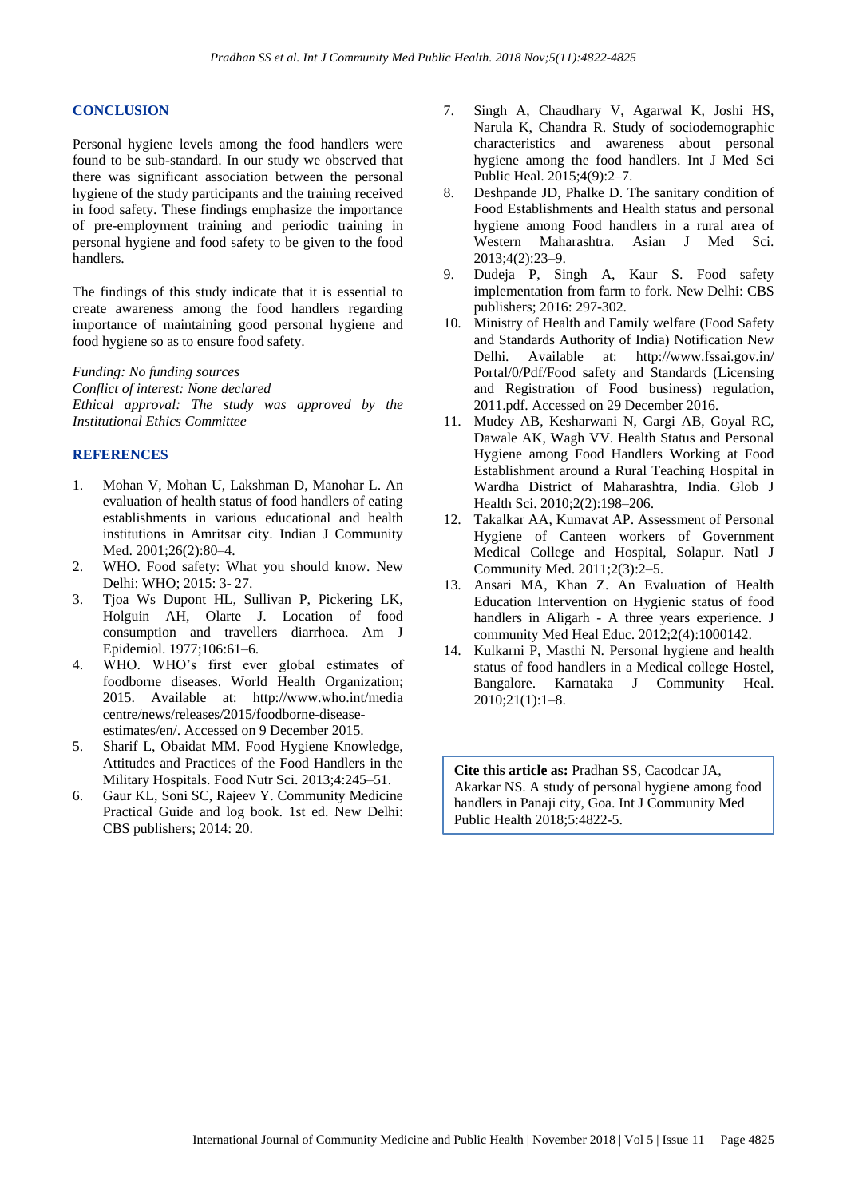## CONCLUSION

Personal hygiene levels among the food handlers were found to be sub-standard. In our study we observed that there was significant association between the personal hygiene of the study participants and the training received in food safety. These findings emphasize the importance of pre-employment training and periodic training in personal hygiene and food safety to be given to the food handlers.

The findings of this study indicate that it is essential to create awareness among the food handlers regarding importance of maintaining good personal hygiene and food hygiene so as to ensure food safety.

*Funding: No funding sources*
*Conflict of interest: None declared*
*Ethical approval: The study was approved by the Institutional Ethics Committee*

## REFERENCES

1. Mohan V, Mohan U, Lakshman D, Manohar L. An evaluation of health status of food handlers of eating establishments in various educational and health institutions in Amritsar city. Indian J Community Med. 2001;26(2):80–4.
2. WHO. Food safety: What you should know. New Delhi: WHO; 2015: 3- 27.
3. Tjoa Ws Dupont HL, Sullivan P, Pickering LK, Holguin AH, Olarte J. Location of food consumption and travellers diarrhoea. Am J Epidemiol. 1977;106:61–6.
4. WHO. WHO's first ever global estimates of foodborne diseases. World Health Organization; 2015. Available at: http://www.who.int/media centre/news/releases/2015/foodborne-disease-estimates/en/. Accessed on 9 December 2015.
5. Sharif L, Obaidat MM. Food Hygiene Knowledge, Attitudes and Practices of the Food Handlers in the Military Hospitals. Food Nutr Sci. 2013;4:245–51.
6. Gaur KL, Soni SC, Rajeev Y. Community Medicine Practical Guide and log book. 1st ed. New Delhi: CBS publishers; 2014: 20.
7. Singh A, Chaudhary V, Agarwal K, Joshi HS, Narula K, Chandra R. Study of sociodemographic characteristics and awareness about personal hygiene among the food handlers. Int J Med Sci Public Heal. 2015;4(9):2–7.
8. Deshpande JD, Phalke D. The sanitary condition of Food Establishments and Health status and personal hygiene among Food handlers in a rural area of Western Maharashtra. Asian J Med Sci. 2013;4(2):23–9.
9. Dudeja P, Singh A, Kaur S. Food safety implementation from farm to fork. New Delhi: CBS publishers; 2016: 297-302.
10. Ministry of Health and Family welfare (Food Safety and Standards Authority of India) Notification New Delhi. Available at: http://www.fssai.gov.in/ Portal/0/Pdf/Food safety and Standards (Licensing and Registration of Food business) regulation, 2011.pdf. Accessed on 29 December 2016.
11. Mudey AB, Kesharwani N, Gargi AB, Goyal RC, Dawale AK, Wagh VV. Health Status and Personal Hygiene among Food Handlers Working at Food Establishment around a Rural Teaching Hospital in Wardha District of Maharashtra, India. Glob J Health Sci. 2010;2(2):198–206.
12. Takalkar AA, Kumavat AP. Assessment of Personal Hygiene of Canteen workers of Government Medical College and Hospital, Solapur. Natl J Community Med. 2011;2(3):2–5.
13. Ansari MA, Khan Z. An Evaluation of Health Education Intervention on Hygienic status of food handlers in Aligarh - A three years experience. J community Med Heal Educ. 2012;2(4):1000142.
14. Kulkarni P, Masthi N. Personal hygiene and health status of food handlers in a Medical college Hostel, Bangalore. Karnataka J Community Heal. 2010;21(1):1–8.

**Cite this article as:** Pradhan SS, Cacodcar JA, Akarkar NS. A study of personal hygiene among food handlers in Panaji city, Goa. Int J Community Med Public Health 2018;5:4822-5.